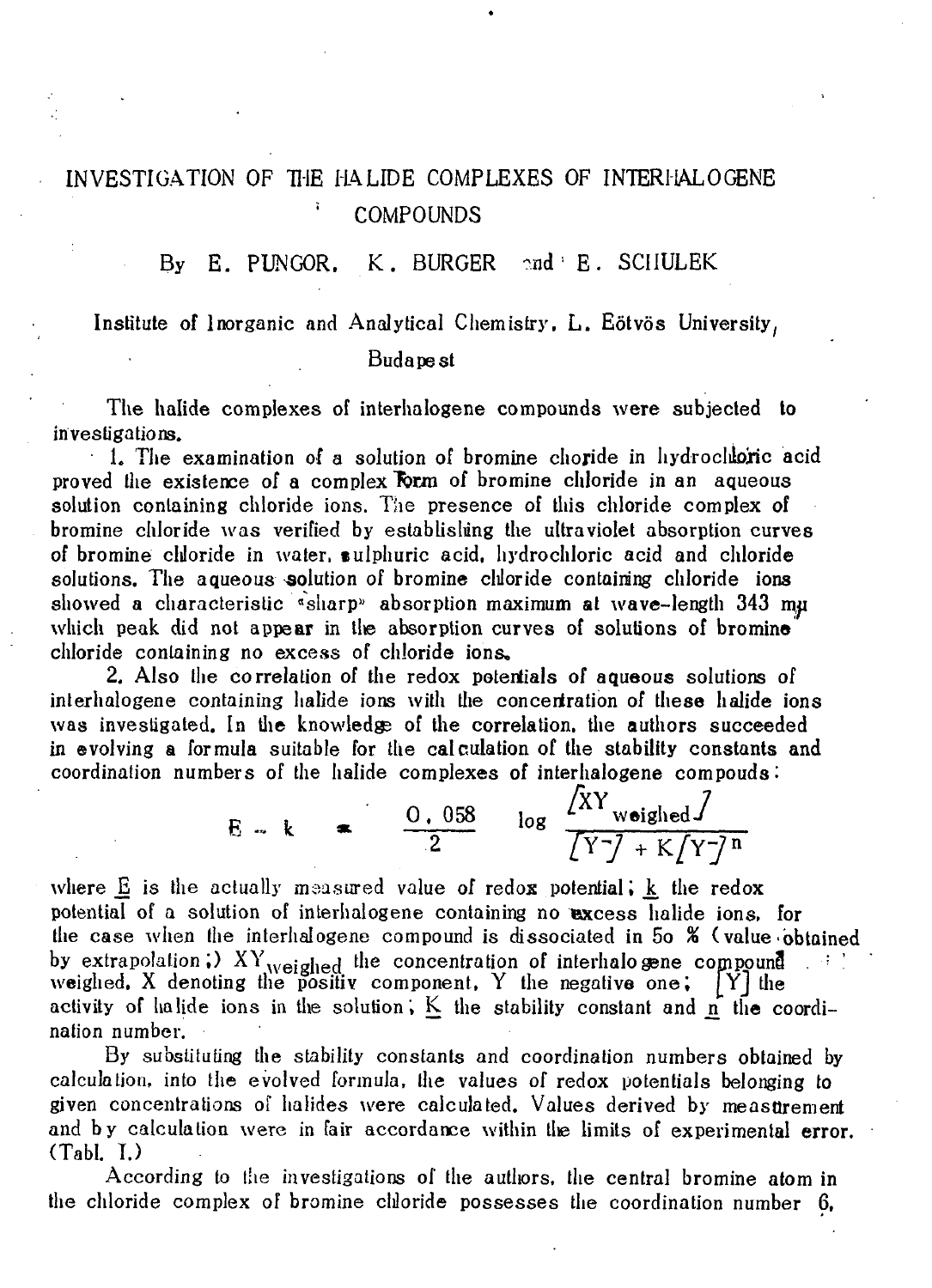# INVESTIGATION OF THE HALIDE COMPLEXES OF INTERHALOGENE COMPOUNDS

By E. PUNGOR, K. BURGER and E. SCHULEK

Institute of Inorganic and Analytical Chemistry, L. Eötvös University, Budapest

The halide complexes of interhalogene compounds were subjected to investigations.

1. The examination of a solution of bromine choride in hydrochloric acid proved the existence of a complex form of bromine chloride in an aqueous solution containing chloride ions. The presence of this chloride complex of bromine chloride was verified by establishing the ultraviolet absorption curves of bromine chloride in water, sulphuric acid, hydrochloric acid and chloride solutions. The aqueous solution of bromine chloride containing chloride ions showed a characteristic «sharp» absorption maximum at wave-length 343 mμ which peak did not appear in the absorption curves of solutions of bromine chloride containing no excess of chloride ions.

2. Also the correlation of the redox potentials of aqueous solutions of interhalogene containing halide ions with the concentration of these halide ions was investigated. In the knowledge of the correlation, the authors succeeded in evolving a formula suitable for the calculation of the stability constants and coordination numbers of the halide complexes of interhalogene compouds:

$$E - k = \frac{0.058}{2} \log \frac{[XY_{\text{weighed}}]}{[Y^-] + K[Y^-]^n}$$

where $\underline{E}$ is the actually measured value of redox potential; $\underline{k}$ the redox potential of a solution of interhalogene containing no excess halide ions, for the case when the interhalogene compound is dissociated in 50 % (value obtained by extrapolation;) $XY_{\text{weighed}}$ the concentration of interhalogene compound weighed, X denoting the positiv component, Y the negative one; $[Y]$ the activity of halide ions in the solution; $\underline{K}$ the stability constant and $\underline{n}$ the coordination number.

By substituting the stability constants and coordination numbers obtained by calculation, into the evolved formula, the values of redox potentials belonging to given concentrations of halides were calculated. Values derived by measurement and by calculation were in fair accordance within the limits of experimental error. (Tabl. I.)

According to the investigations of the authors, the central bromine atom in the chloride complex of bromine chloride possesses the coordination number 6,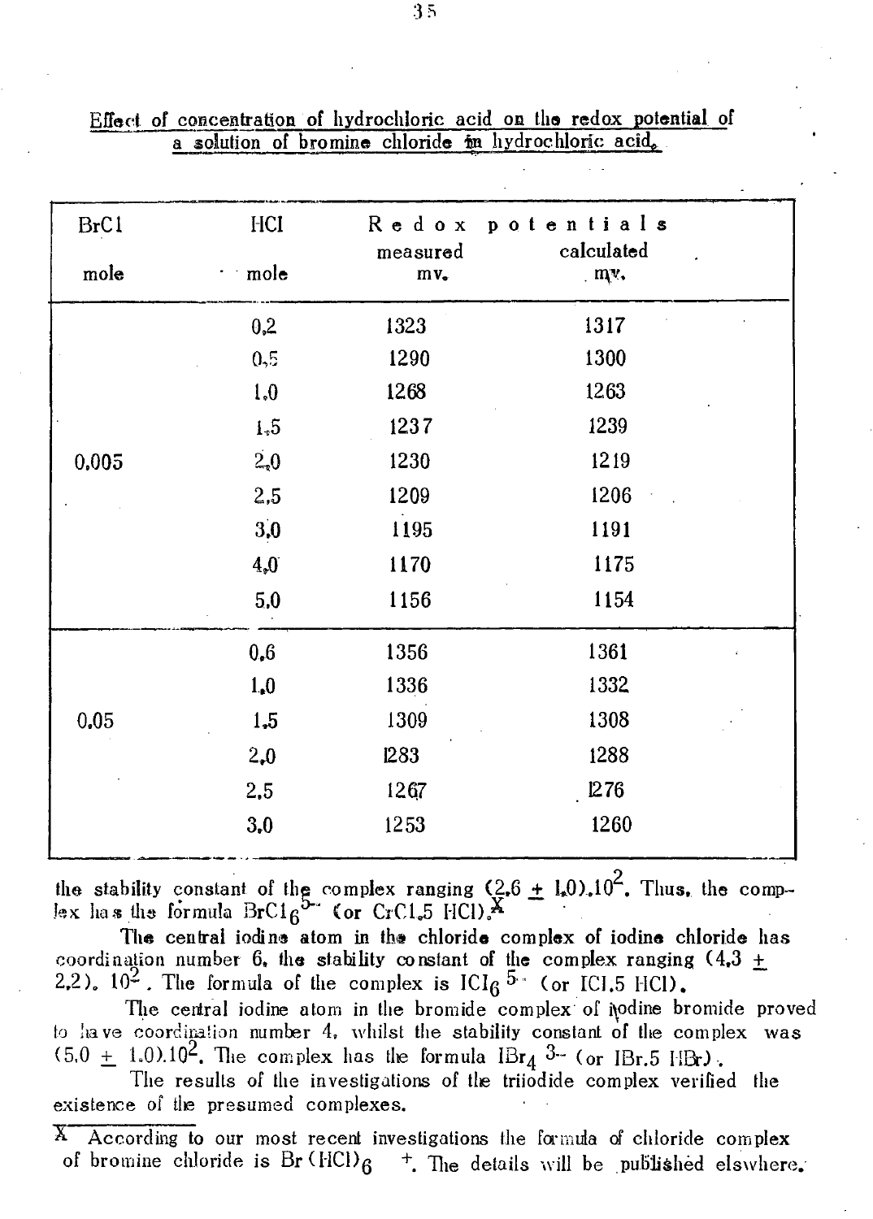Effect of concentration of hydrochloric acid on the redox potential of a solution of bromine chloride in hydrochloric acid.

| BrCl mole | HCl mole | Redox potentials measured mv. | Redox potentials calculated mv. |
|---|---|---|---|
| | 0.2 | 1323 | 1317 |
| | 0.5 | 1290 | 1300 |
| | 1.0 | 1268 | 1263 |
| | 1.5 | 1237 | 1239 |
| 0.005 | 2.0 | 1230 | 1219 |
| | 2.5 | 1209 | 1206 |
| | 3.0 | 1195 | 1191 |
| | 4.0 | 1170 | 1175 |
| | 5.0 | 1156 | 1154 |
| | 0.6 | 1356 | 1361 |
| | 1.0 | 1336 | 1332 |
| 0.05 | 1.5 | 1309 | 1308 |
| | 2.0 | 1283 | 1288 |
| | 2.5 | 1267 | 1276 |
| | 3.0 | 1253 | 1260 |

the stability constant of the complex ranging $(2.6 \pm 1.0).10^2$. Thus, the complex has the formula $BrCl_6^{5-}$ (or $BrCl.5\ HCl$).[x]

The central iodine atom in the chloride complex of iodine chloride has coordination number 6, the stability constant of the complex ranging $(4.3 \pm 2.2).\ 10^2$. The formula of the complex is $ICl_6^{5-}$ (or $ICl.5\ HCl$).

The central iodine atom in the bromide complex of iodine bromide proved to have coordination number 4, whilst the stability constant of the complex was $(5.0 \pm 1.0).10^2$. The complex has the formula $IBr_4^{3-}$ (or $IBr.5\ HBr$).

The results of the investigations of the triiodide complex verified the existence of the presumed complexes.

[x] According to our most recent investigations the formula of chloride complex of bromine chloride is $Br(HCl)_6^{\ +}$. The details will be published elswhere.